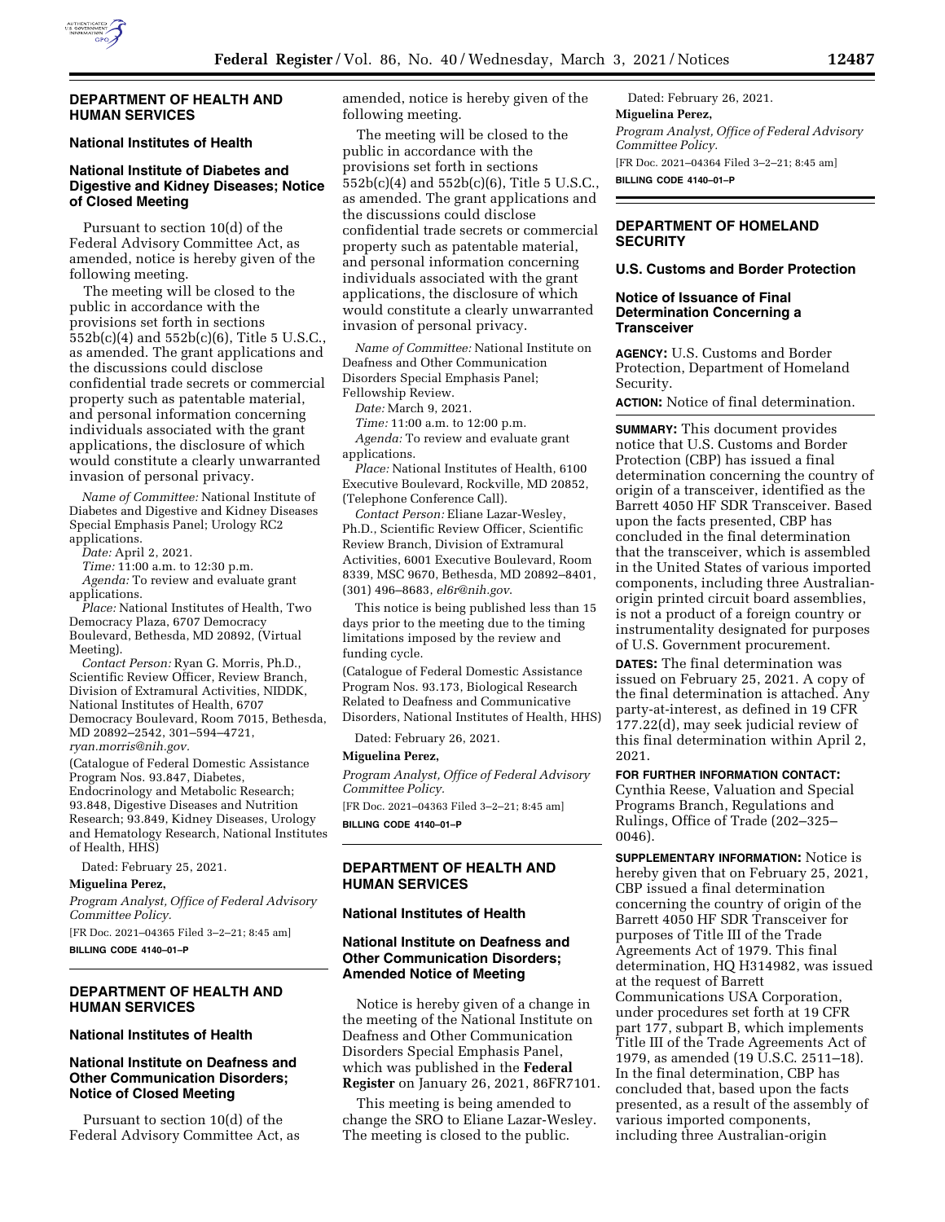## DEPARTMENT OF HEALTH AND HUMAN SERVICES

### National Institutes of Health

### National Institute of Diabetes and Digestive and Kidney Diseases; Notice of Closed Meeting

Pursuant to section 10(d) of the Federal Advisory Committee Act, as amended, notice is hereby given of the following meeting.

The meeting will be closed to the public in accordance with the provisions set forth in sections 552b(c)(4) and 552b(c)(6), Title 5 U.S.C., as amended. The grant applications and the discussions could disclose confidential trade secrets or commercial property such as patentable material, and personal information concerning individuals associated with the grant applications, the disclosure of which would constitute a clearly unwarranted invasion of personal privacy.

*Name of Committee:* National Institute of Diabetes and Digestive and Kidney Diseases Special Emphasis Panel; Urology RC2 applications.

*Date:* April 2, 2021.

*Time:* 11:00 a.m. to 12:30 p.m.

*Agenda:* To review and evaluate grant applications.

*Place:* National Institutes of Health, Two Democracy Plaza, 6707 Democracy Boulevard, Bethesda, MD 20892, (Virtual Meeting).

*Contact Person:* Ryan G. Morris, Ph.D., Scientific Review Officer, Review Branch, Division of Extramural Activities, NIDDK, National Institutes of Health, 6707 Democracy Boulevard, Room 7015, Bethesda, MD 20892–2542, 301–594–4721, *ryan.morris@nih.gov.*

(Catalogue of Federal Domestic Assistance Program Nos. 93.847, Diabetes, Endocrinology and Metabolic Research; 93.848, Digestive Diseases and Nutrition Research; 93.849, Kidney Diseases, Urology and Hematology Research, National Institutes of Health, HHS)

Dated: February 25, 2021.

**Miguelina Perez,**

*Program Analyst, Office of Federal Advisory Committee Policy.*

[FR Doc. 2021–04365 Filed 3–2–21; 8:45 am]

**BILLING CODE 4140–01–P**

## DEPARTMENT OF HEALTH AND HUMAN SERVICES

### National Institutes of Health

### National Institute on Deafness and Other Communication Disorders; Notice of Closed Meeting

Pursuant to section 10(d) of the Federal Advisory Committee Act, as amended, notice is hereby given of the following meeting.

The meeting will be closed to the public in accordance with the provisions set forth in sections 552b(c)(4) and 552b(c)(6), Title 5 U.S.C., as amended. The grant applications and the discussions could disclose confidential trade secrets or commercial property such as patentable material, and personal information concerning individuals associated with the grant applications, the disclosure of which would constitute a clearly unwarranted invasion of personal privacy.

*Name of Committee:* National Institute on Deafness and Other Communication Disorders Special Emphasis Panel; Fellowship Review.

*Date:* March 9, 2021.

*Time:* 11:00 a.m. to 12:00 p.m.

*Agenda:* To review and evaluate grant applications.

*Place:* National Institutes of Health, 6100 Executive Boulevard, Rockville, MD 20852, (Telephone Conference Call).

*Contact Person:* Eliane Lazar-Wesley, Ph.D., Scientific Review Officer, Scientific Review Branch, Division of Extramural Activities, 6001 Executive Boulevard, Room 8339, MSC 9670, Bethesda, MD 20892–8401, (301) 496–8683, *el6r@nih.gov.*

This notice is being published less than 15 days prior to the meeting due to the timing limitations imposed by the review and funding cycle.

(Catalogue of Federal Domestic Assistance Program Nos. 93.173, Biological Research Related to Deafness and Communicative Disorders, National Institutes of Health, HHS)

Dated: February 26, 2021.

**Miguelina Perez,**

*Program Analyst, Office of Federal Advisory Committee Policy.*

[FR Doc. 2021–04363 Filed 3–2–21; 8:45 am]

**BILLING CODE 4140–01–P**

## DEPARTMENT OF HEALTH AND HUMAN SERVICES

### National Institutes of Health

### National Institute on Deafness and Other Communication Disorders; Amended Notice of Meeting

Notice is hereby given of a change in the meeting of the National Institute on Deafness and Other Communication Disorders Special Emphasis Panel, which was published in the **Federal Register** on January 26, 2021, 86FR7101.

This meeting is being amended to change the SRO to Eliane Lazar-Wesley. The meeting is closed to the public.

Dated: February 26, 2021.

**Miguelina Perez,**

*Program Analyst, Office of Federal Advisory Committee Policy.*

[FR Doc. 2021–04364 Filed 3–2–21; 8:45 am]

**BILLING CODE 4140–01–P**

## DEPARTMENT OF HOMELAND SECURITY

### U.S. Customs and Border Protection

### Notice of Issuance of Final Determination Concerning a Transceiver

**AGENCY:** U.S. Customs and Border Protection, Department of Homeland Security.

**ACTION:** Notice of final determination.

**SUMMARY:** This document provides notice that U.S. Customs and Border Protection (CBP) has issued a final determination concerning the country of origin of a transceiver, identified as the Barrett 4050 HF SDR Transceiver. Based upon the facts presented, CBP has concluded in the final determination that the transceiver, which is assembled in the United States of various imported components, including three Australian-origin printed circuit board assemblies, is not a product of a foreign country or instrumentality designated for purposes of U.S. Government procurement.

**DATES:** The final determination was issued on February 25, 2021. A copy of the final determination is attached. Any party-at-interest, as defined in 19 CFR 177.22(d), may seek judicial review of this final determination within April 2, 2021.

**FOR FURTHER INFORMATION CONTACT:** Cynthia Reese, Valuation and Special Programs Branch, Regulations and Rulings, Office of Trade (202–325–0046).

**SUPPLEMENTARY INFORMATION:** Notice is hereby given that on February 25, 2021, CBP issued a final determination concerning the country of origin of the Barrett 4050 HF SDR Transceiver for purposes of Title III of the Trade Agreements Act of 1979. This final determination, HQ H314982, was issued at the request of Barrett Communications USA Corporation, under procedures set forth at 19 CFR part 177, subpart B, which implements Title III of the Trade Agreements Act of 1979, as amended (19 U.S.C. 2511–18). In the final determination, CBP has concluded that, based upon the facts presented, as a result of the assembly of various imported components, including three Australian-origin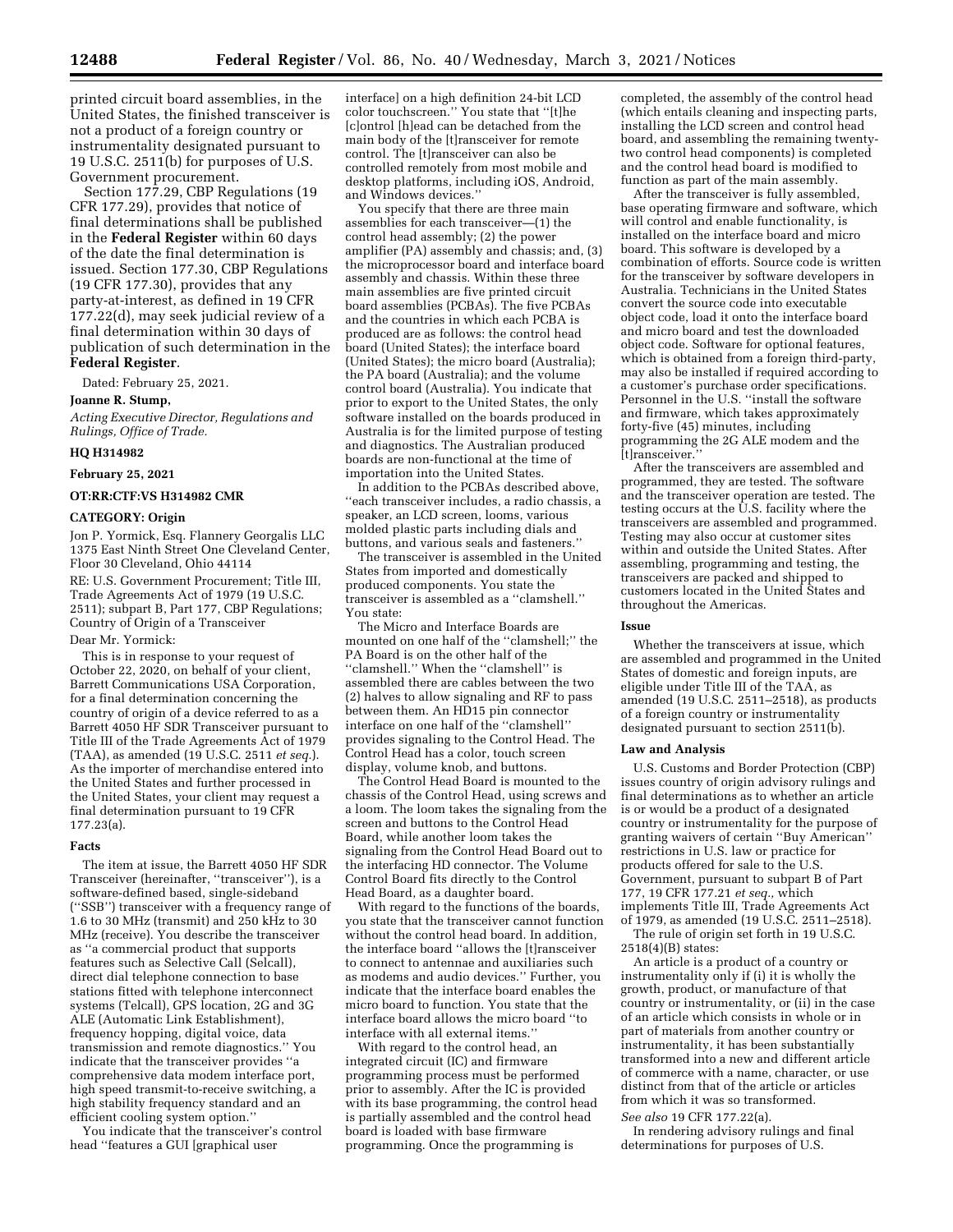printed circuit board assemblies, in the United States, the finished transceiver is not a product of a foreign country or instrumentality designated pursuant to 19 U.S.C. 2511(b) for purposes of U.S. Government procurement.

Section 177.29, CBP Regulations (19 CFR 177.29), provides that notice of final determinations shall be published in the **Federal Register** within 60 days of the date the final determination is issued. Section 177.30, CBP Regulations (19 CFR 177.30), provides that any party-at-interest, as defined in 19 CFR 177.22(d), may seek judicial review of a final determination within 30 days of publication of such determination in the **Federal Register**.

Dated: February 25, 2021.

**Joanne R. Stump,**

*Acting Executive Director, Regulations and Rulings, Office of Trade.*

**HQ H314982**

**February 25, 2021**

**OT:RR:CTF:VS H314982 CMR**

**CATEGORY: Origin**

Jon P. Yormick, Esq. Flannery Georgalis LLC 1375 East Ninth Street One Cleveland Center, Floor 30 Cleveland, Ohio 44114

RE: U.S. Government Procurement; Title III, Trade Agreements Act of 1979 (19 U.S.C. 2511); subpart B, Part 177, CBP Regulations; Country of Origin of a Transceiver

Dear Mr. Yormick:

This is in response to your request of October 22, 2020, on behalf of your client, Barrett Communications USA Corporation, for a final determination concerning the country of origin of a device referred to as a Barrett 4050 HF SDR Transceiver pursuant to Title III of the Trade Agreements Act of 1979 (TAA), as amended (19 U.S.C. 2511 *et seq.*). As the importer of merchandise entered into the United States and further processed in the United States, your client may request a final determination pursuant to 19 CFR 177.23(a).

#### Facts

The item at issue, the Barrett 4050 HF SDR Transceiver (hereinafter, ''transceiver''), is a software-defined based, single-sideband (''SSB'') transceiver with a frequency range of 1.6 to 30 MHz (transmit) and 250 kHz to 30 MHz (receive). You describe the transceiver as ''a commercial product that supports features such as Selective Call (Selcall), direct dial telephone connection to base stations fitted with telephone interconnect systems (Telcall), GPS location, 2G and 3G ALE (Automatic Link Establishment), frequency hopping, digital voice, data transmission and remote diagnostics.'' You indicate that the transceiver provides ''a comprehensive data modem interface port, high speed transmit-to-receive switching, a high stability frequency standard and an efficient cooling system option.''

You indicate that the transceiver's control head ''features a GUI [graphical user interface] on a high definition 24-bit LCD color touchscreen.'' You state that ''[t]he [c]ontrol [h]ead can be detached from the main body of the [t]ransceiver for remote control. The [t]ransceiver can also be controlled remotely from most mobile and desktop platforms, including iOS, Android, and Windows devices.''

You specify that there are three main assemblies for each transceiver—(1) the control head assembly; (2) the power amplifier (PA) assembly and chassis; and, (3) the microprocessor board and interface board assembly and chassis. Within these three main assemblies are five printed circuit board assemblies (PCBAs). The five PCBAs and the countries in which each PCBA is produced are as follows: the control head board (United States); the interface board (United States); the micro board (Australia); the PA board (Australia); and the volume control board (Australia). You indicate that prior to export to the United States, the only software installed on the boards produced in Australia is for the limited purpose of testing and diagnostics. The Australian produced boards are non-functional at the time of importation into the United States.

In addition to the PCBAs described above, ''each transceiver includes, a radio chassis, a speaker, an LCD screen, looms, various molded plastic parts including dials and buttons, and various seals and fasteners.''

The transceiver is assembled in the United States from imported and domestically produced components. You state the transceiver is assembled as a ''clamshell.'' You state:

The Micro and Interface Boards are mounted on one half of the ''clamshell;'' the PA Board is on the other half of the ''clamshell.'' When the ''clamshell'' is assembled there are cables between the two (2) halves to allow signaling and RF to pass between them. An HD15 pin connector interface on one half of the ''clamshell'' provides signaling to the Control Head. The Control Head has a color, touch screen display, volume knob, and buttons.

The Control Head Board is mounted to the chassis of the Control Head, using screws and a loom. The loom takes the signaling from the screen and buttons to the Control Head Board, while another loom takes the signaling from the Control Head Board out to the interfacing HD connector. The Volume Control Board fits directly to the Control Head Board, as a daughter board.

With regard to the functions of the boards, you state that the transceiver cannot function without the control head board. In addition, the interface board ''allows the [t]ransceiver to connect to antennae and auxiliaries such as modems and audio devices.'' Further, you indicate that the interface board enables the micro board to function. You state that the interface board allows the micro board ''to interface with all external items.''

With regard to the control head, an integrated circuit (IC) and firmware programming process must be performed prior to assembly. After the IC is provided with its base programming, the control head is partially assembled and the control head board is loaded with base firmware programming. Once the programming is completed, the assembly of the control head (which entails cleaning and inspecting parts, installing the LCD screen and control head board, and assembling the remaining twenty-two control head components) is completed and the control head board is modified to function as part of the main assembly.

After the transceiver is fully assembled, base operating firmware and software, which will control and enable functionality, is installed on the interface board and micro board. This software is developed by a combination of efforts. Source code is written for the transceiver by software developers in Australia. Technicians in the United States convert the source code into executable object code, load it onto the interface board and micro board and test the downloaded object code. Software for optional features, which is obtained from a foreign third-party, may also be installed if required according to a customer's purchase order specifications. Personnel in the U.S. ''install the software and firmware, which takes approximately forty-five (45) minutes, including programming the 2G ALE modem and the [t]ransceiver.''

After the transceivers are assembled and programmed, they are tested. The software and the transceiver operation are tested. The testing occurs at the U.S. facility where the transceivers are assembled and programmed. Testing may also occur at customer sites within and outside the United States. After assembling, programming and testing, the transceivers are packed and shipped to customers located in the United States and throughout the Americas.

#### Issue

Whether the transceivers at issue, which are assembled and programmed in the United States of domestic and foreign inputs, are eligible under Title III of the TAA, as amended (19 U.S.C. 2511–2518), as products of a foreign country or instrumentality designated pursuant to section 2511(b).

#### Law and Analysis

U.S. Customs and Border Protection (CBP) issues country of origin advisory rulings and final determinations as to whether an article is or would be a product of a designated country or instrumentality for the purpose of granting waivers of certain ''Buy American'' restrictions in U.S. law or practice for products offered for sale to the U.S. Government, pursuant to subpart B of Part 177, 19 CFR 177.21 *et seq.,* which implements Title III, Trade Agreements Act of 1979, as amended (19 U.S.C. 2511–2518).

The rule of origin set forth in 19 U.S.C. 2518(4)(B) states:

An article is a product of a country or instrumentality only if (i) it is wholly the growth, product, or manufacture of that country or instrumentality, or (ii) in the case of an article which consists in whole or in part of materials from another country or instrumentality, it has been substantially transformed into a new and different article of commerce with a name, character, or use distinct from that of the article or articles from which it was so transformed.

*See also* 19 CFR 177.22(a).

In rendering advisory rulings and final determinations for purposes of U.S.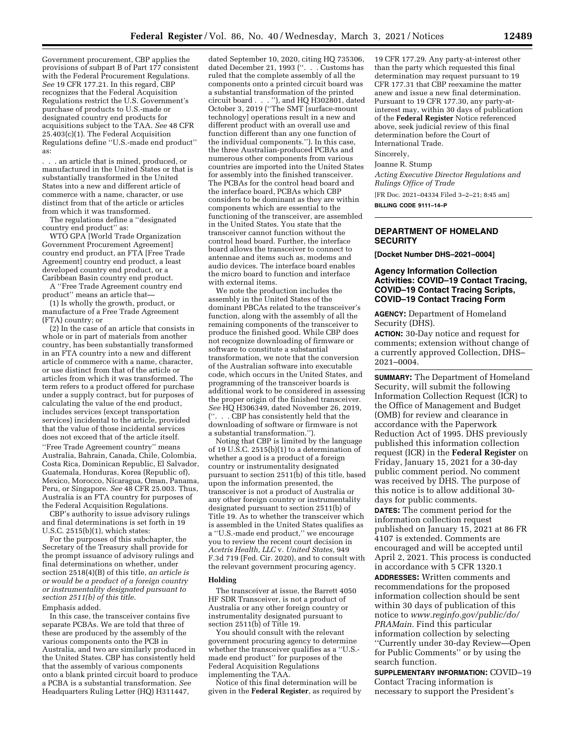Government procurement, CBP applies the provisions of subpart B of Part 177 consistent with the Federal Procurement Regulations. *See* 19 CFR 177.21. In this regard, CBP recognizes that the Federal Acquisition Regulations restrict the U.S. Government's purchase of products to U.S.-made or designated country end products for acquisitions subject to the TAA. *See* 48 CFR 25.403(c)(1). The Federal Acquisition Regulations define ''U.S.-made end product'' as:

. . . an article that is mined, produced, or manufactured in the United States or that is substantially transformed in the United States into a new and different article of commerce with a name, character, or use distinct from that of the article or articles from which it was transformed.

The regulations define a ''designated country end product'' as:

WTO GPA [World Trade Organization Government Procurement Agreement] country end product, an FTA [Free Trade Agreement] country end product, a least developed country end product, or a Caribbean Basin country end product.

A ''Free Trade Agreement country end product'' means an article that—

(1) Is wholly the growth, product, or manufacture of a Free Trade Agreement (FTA) country; or

(2) In the case of an article that consists in whole or in part of materials from another country, has been substantially transformed in an FTA country into a new and different article of commerce with a name, character, or use distinct from that of the article or articles from which it was transformed. The term refers to a product offered for purchase under a supply contract, but for purposes of calculating the value of the end product, includes services (except transportation services) incidental to the article, provided that the value of those incidental services does not exceed that of the article itself.

''Free Trade Agreement country'' means Australia, Bahrain, Canada, Chile, Colombia, Costa Rica, Dominican Republic, El Salvador, Guatemala, Honduras, Korea (Republic of), Mexico, Morocco, Nicaragua, Oman, Panama, Peru, or Singapore. *See* 48 CFR 25.003. Thus, Australia is an FTA country for purposes of the Federal Acquisition Regulations.

CBP's authority to issue advisory rulings and final determinations is set forth in 19 U.S.C. 2515(b)(1), which states:

For the purposes of this subchapter, the Secretary of the Treasury shall provide for the prompt issuance of advisory rulings and final determinations on whether, under section 2518(4)(B) of this title, *an article is or would be a product of a foreign country or instrumentality designated pursuant to section 2511(b) of this title.*

Emphasis added.

In this case, the transceiver contains five separate PCBAs. We are told that three of these are produced by the assembly of the various components onto the PCB in Australia, and two are similarly produced in the United States. CBP has consistently held that the assembly of various components onto a blank printed circuit board to produce a PCBA is a substantial transformation. *See* Headquarters Ruling Letter (HQ) H311447, dated September 10, 2020, citing HQ 735306, dated December 21, 1993 (''. . . Customs has ruled that the complete assembly of all the components onto a printed circuit board was a substantial transformation of the printed circuit board . . . ''), and HQ H302801, dated October 3, 2019 (''The SMT [surface-mount technology] operations result in a new and different product with an overall use and function different than any one function of the individual components.''). In this case, the three Australian-produced PCBAs and numerous other components from various countries are imported into the United States for assembly into the finished transceiver. The PCBAs for the control head board and the interface board, PCBAs which CBP considers to be dominant as they are within components which are essential to the functioning of the transceiver, are assembled in the United States. You state that the transceiver cannot function without the control head board. Further, the interface board allows the transceiver to connect to antennae and items such as, modems and audio devices. The interface board enables the micro board to function and interface with external items.

We note the production includes the assembly in the United States of the dominant PBCAs related to the transceiver's function, along with the assembly of all the remaining components of the transceiver to produce the finished good. While CBP does not recognize downloading of firmware or software to constitute a substantial transformation, we note that the conversion of the Australian software into executable code, which occurs in the United States, and programming of the transceiver boards is additional work to be considered in assessing the proper origin of the finished transceiver. *See* HQ H306349, dated November 26, 2019, (''. . . CBP has consistently held that the downloading of software or firmware is not a substantial transformation.'').

Noting that CBP is limited by the language of 19 U.S.C. 2515(b)(1) to a determination of whether a good is a product of a foreign country or instrumentality designated pursuant to section 2511(b) of this title, based upon the information presented, the transceiver is not a product of Australia or any other foreign country or instrumentality designated pursuant to section 2511(b) of Title 19. As to whether the transceiver which is assembled in the United States qualifies as a ''U.S.-made end product,'' we encourage you to review the recent court decision in *Acetris Health, LLC* v. *United States,* 949 F.3d 719 (Fed. Cir. 2020), and to consult with the relevant government procuring agency.

## Holding

The transceiver at issue, the Barrett 4050 HF SDR Transceiver, is not a product of Australia or any other foreign country or instrumentality designated pursuant to section 2511(b) of Title 19.

You should consult with the relevant government procuring agency to determine whether the transceiver qualifies as a ''U.S.-made end product'' for purposes of the Federal Acquisition Regulations implementing the TAA.

Notice of this final determination will be given in the **Federal Register**, as required by 19 CFR 177.29. Any party-at-interest other than the party which requested this final determination may request pursuant to 19 CFR 177.31 that CBP reexamine the matter anew and issue a new final determination. Pursuant to 19 CFR 177.30, any party-at-interest may, within 30 days of publication of the **Federal Register** Notice referenced above, seek judicial review of this final determination before the Court of International Trade.

Sincerely,

Joanne R. Stump

*Acting Executive Director Regulations and Rulings Office of Trade*

[FR Doc. 2021–04334 Filed 3–2–21; 8:45 am]

**BILLING CODE 9111–14–P**

# DEPARTMENT OF HOMELAND SECURITY

**[Docket Number DHS–2021–0004]**

## Agency Information Collection Activities: COVID–19 Contact Tracing, COVID–19 Contact Tracing Scripts, COVID–19 Contact Tracing Form

**AGENCY:** Department of Homeland Security (DHS).

**ACTION:** 30-Day notice and request for comments; extension without change of a currently approved Collection, DHS–2021–0004.

**SUMMARY:** The Department of Homeland Security, will submit the following Information Collection Request (ICR) to the Office of Management and Budget (OMB) for review and clearance in accordance with the Paperwork Reduction Act of 1995. DHS previously published this information collection request (ICR) in the **Federal Register** on Friday, January 15, 2021 for a 30-day public comment period. No comment was received by DHS. The purpose of this notice is to allow additional 30-days for public comments.

**DATES:** The comment period for the information collection request published on January 15, 2021 at 86 FR 4107 is extended. Comments are encouraged and will be accepted until April 2, 2021. This process is conducted in accordance with 5 CFR 1320.1

**ADDRESSES:** Written comments and recommendations for the proposed information collection should be sent within 30 days of publication of this notice to *www.reginfo.gov/public/do/PRAMain*. Find this particular information collection by selecting ''Currently under 30-day Review—Open for Public Comments'' or by using the search function.

**SUPPLEMENTARY INFORMATION:** COVID–19 Contact Tracing information is necessary to support the President's